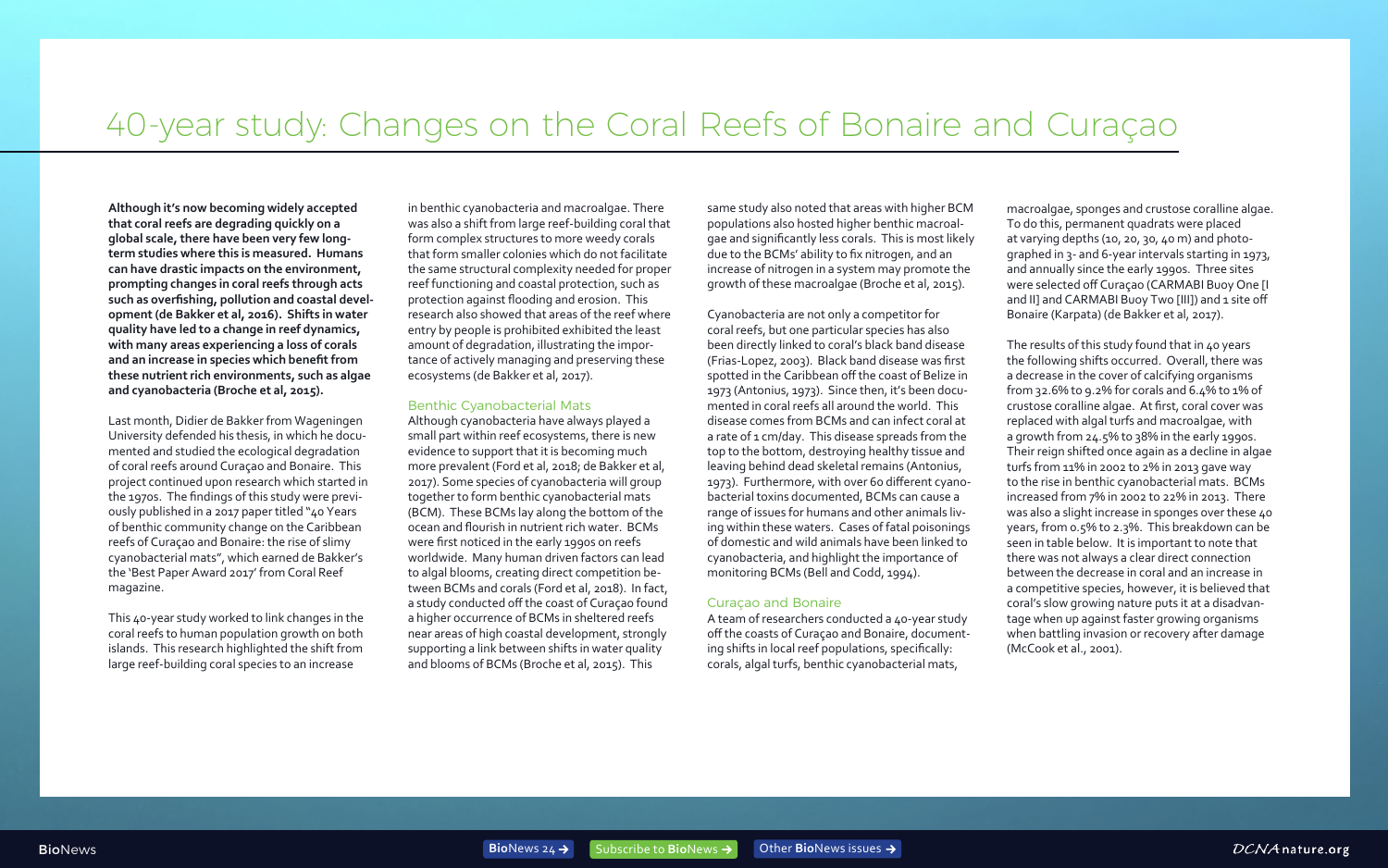# 40-year study: Changes on the Coral Reefs of Bonaire and Curaçao

**Although it's now becoming widely accepted that coral reefs are degrading quickly on a global scale, there have been very few long-term studies where this is measured. Humans can have drastic impacts on the environment, prompting changes in coral reefs through acts such as overfishing, pollution and coastal development (de Bakker et al, 2016). Shifts in water quality have led to a change in reef dynamics, with many areas experiencing a loss of corals and an increase in species which benefit from these nutrient rich environments, such as algae and cyanobacteria (Broche et al, 2015).**

Last month, Didier de Bakker from Wageningen University defended his thesis, in which he documented and studied the ecological degradation of coral reefs around Curaçao and Bonaire. This project continued upon research which started in the 1970s. The findings of this study were previously published in a 2017 paper titled "40 Years of benthic community change on the Caribbean reefs of Curaçao and Bonaire: the rise of slimy cyanobacterial mats", which earned de Bakker's the 'Best Paper Award 2017' from Coral Reef magazine.

This 40-year study worked to link changes in the coral reefs to human population growth on both islands. This research highlighted the shift from large reef-building coral species to an increase in benthic cyanobacteria and macroalgae. There was also a shift from large reef-building coral that form complex structures to more weedy corals that form smaller colonies which do not facilitate the same structural complexity needed for proper reef functioning and coastal protection, such as protection against flooding and erosion. This research also showed that areas of the reef where entry by people is prohibited exhibited the least amount of degradation, illustrating the importance of actively managing and preserving these ecosystems (de Bakker et al, 2017).

## Benthic Cyanobacterial Mats

Although cyanobacteria have always played a small part within reef ecosystems, there is new evidence to support that it is becoming much more prevalent (Ford et al, 2018; de Bakker et al, 2017). Some species of cyanobacteria will group together to form benthic cyanobacterial mats (BCM). These BCMs lay along the bottom of the ocean and flourish in nutrient rich water. BCMs were first noticed in the early 1990s on reefs worldwide. Many human driven factors can lead to algal blooms, creating direct competition between BCMs and corals (Ford et al, 2018). In fact, a study conducted off the coast of Curaçao found a higher occurrence of BCMs in sheltered reefs near areas of high coastal development, strongly supporting a link between shifts in water quality and blooms of BCMs (Broche et al, 2015). This same study also noted that areas with higher BCM populations also hosted higher benthic macroalgae and significantly less corals. This is most likely due to the BCMs' ability to fix nitrogen, and an increase of nitrogen in a system may promote the growth of these macroalgae (Broche et al, 2015).

Cyanobacteria are not only a competitor for coral reefs, but one particular species has also been directly linked to coral's black band disease (Frias-Lopez, 2003). Black band disease was first spotted in the Caribbean off the coast of Belize in 1973 (Antonius, 1973). Since then, it's been documented in coral reefs all around the world. This disease comes from BCMs and can infect coral at a rate of 1 cm/day. This disease spreads from the top to the bottom, destroying healthy tissue and leaving behind dead skeletal remains (Antonius, 1973). Furthermore, with over 60 different cyanobacterial toxins documented, BCMs can cause a range of issues for humans and other animals living within these waters. Cases of fatal poisonings of domestic and wild animals have been linked to cyanobacteria, and highlight the importance of monitoring BCMs (Bell and Codd, 1994).

## Curaçao and Bonaire

A team of researchers conducted a 40-year study off the coasts of Curaçao and Bonaire, documenting shifts in local reef populations, specifically: corals, algal turfs, benthic cyanobacterial mats, macroalgae, sponges and crustose coralline algae. To do this, permanent quadrats were placed at varying depths (10, 20, 30, 40 m) and photographed in 3- and 6-year intervals starting in 1973, and annually since the early 1990s. Three sites were selected off Curaçao (CARMABI Buoy One [I and II] and CARMABI Buoy Two [III]) and 1 site off Bonaire (Karpata) (de Bakker et al, 2017).

The results of this study found that in 40 years the following shifts occurred. Overall, there was a decrease in the cover of calcifying organisms from 32.6% to 9.2% for corals and 6.4% to 1% of crustose coralline algae. At first, coral cover was replaced with algal turfs and macroalgae, with a growth from 24.5% to 38% in the early 1990s. Their reign shifted once again as a decline in algae turfs from 11% in 2002 to 2% in 2013 gave way to the rise in benthic cyanobacterial mats. BCMs increased from 7% in 2002 to 22% in 2013. There was also a slight increase in sponges over these 40 years, from 0.5% to 2.3%. This breakdown can be seen in table below. It is important to note that there was not always a clear direct connection between the decrease in coral and an increase in a competitive species, however, it is believed that coral's slow growing nature puts it at a disadvantage when up against faster growing organisms when battling invasion or recovery after damage (McCook et al., 2001).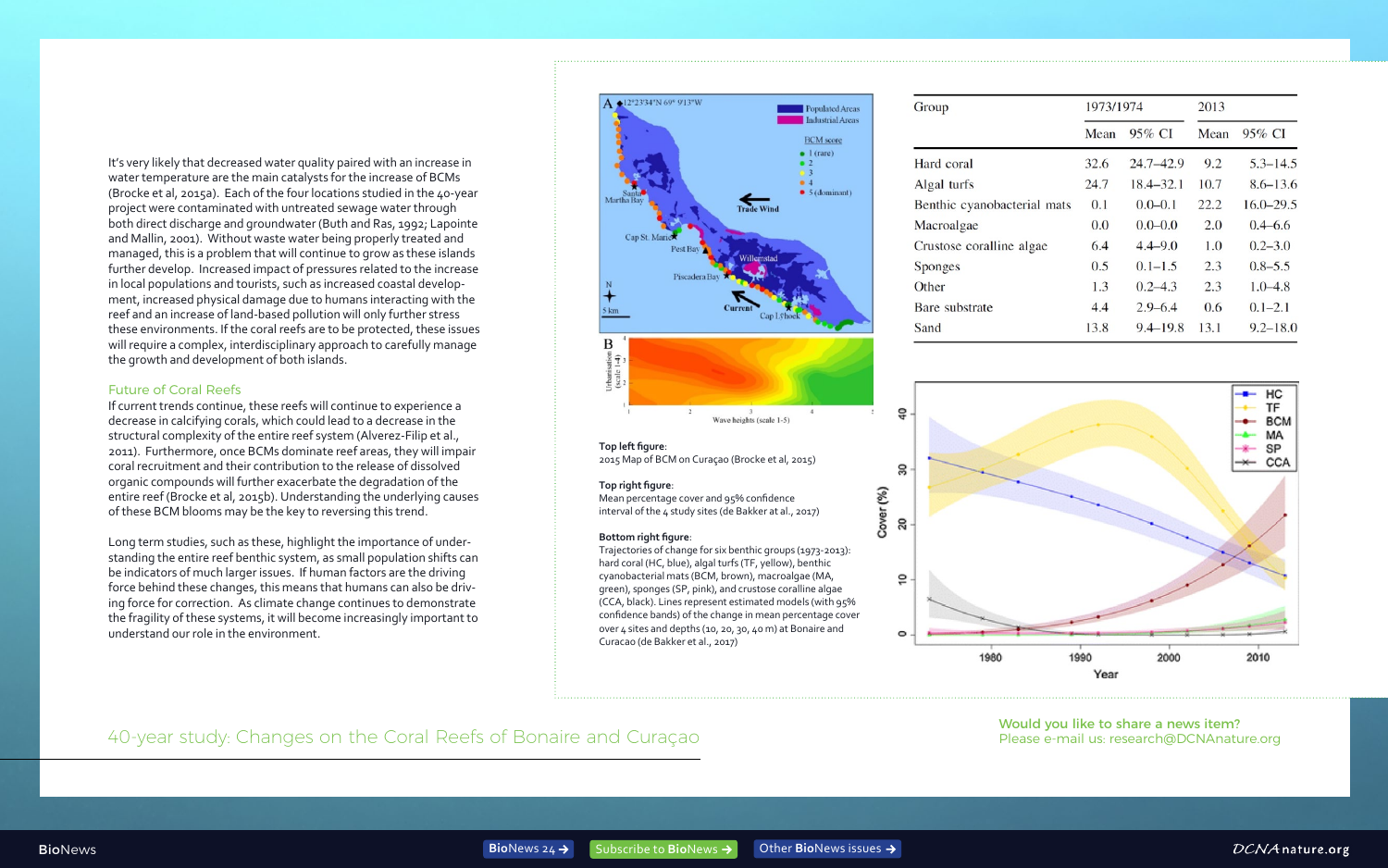It's very likely that decreased water quality paired with an increase in water temperature are the main catalysts for the increase of BCMs (Brocke et al, 2015a). Each of the four locations studied in the 40-year project were contaminated with untreated sewage water through both direct discharge and groundwater (Buth and Ras, 1992; Lapointe and Mallin, 2001). Without waste water being properly treated and managed, this is a problem that will continue to grow as these islands further develop. Increased impact of pressures related to the increase in local populations and tourists, such as increased coastal development, increased physical damage due to humans interacting with the reef and an increase of land-based pollution will only further stress these environments. If the coral reefs are to be protected, these issues will require a complex, interdisciplinary approach to carefully manage the growth and development of both islands.

## Future of Coral Reefs

If current trends continue, these reefs will continue to experience a decrease in calcifying corals, which could lead to a decrease in the structural complexity of the entire reef system (Alverez-Filip et al., 2011). Furthermore, once BCMs dominate reef areas, they will impair coral recruitment and their contribution to the release of dissolved organic compounds will further exacerbate the degradation of the entire reef (Brocke et al, 2015b). Understanding the underlying causes of these BCM blooms may be the key to reversing this trend.

Long term studies, such as these, highlight the importance of understanding the entire reef benthic system, as small population shifts can be indicators of much larger issues. If human factors are the driving force behind these changes, this means that humans can also be driving force for correction. As climate change continues to demonstrate the fragility of these systems, it will become increasingly important to understand our role in the environment.

A 12°23'34"N 69° 9'13"W

Populated Areas

Industrial Areas

BCM score

1 (rare)

2

3

4

5 (dominant)

Santa Martha Bay

Trade Wind

Cap St. Marie

Pest Bay

Willemstad

Piscadera Bay

Current

Cap l.Sbook

N

5 km

B

Urbanisation (scale 1-4)

Wave heights (scale 1-5)

**Top left figure**:
2015 Map of BCM on Curaçao (Brocke et al, 2015)

**Top right figure**:
Mean percentage cover and 95% confidence interval of the 4 study sites (de Bakker at al., 2017)

| Group | 1973/1974 | | 2013 | |
|---|---|---|---|---|
| | Mean | 95% CI | Mean | 95% CI |
| Hard coral | 32.6 | 24.7–42.9 | 9.2 | 5.3–14.5 |
| Algal turfs | 24.7 | 18.4–32.1 | 10.7 | 8.6–13.6 |
| Benthic cyanobacterial mats | 0.1 | 0.0–0.1 | 22.2 | 16.0–29.5 |
| Macroalgae | 0.0 | 0.0–0.0 | 2.0 | 0.4–6.6 |
| Crustose coralline algae | 6.4 | 4.4–9.0 | 1.0 | 0.2–3.0 |
| Sponges | 0.5 | 0.1–1.5 | 2.3 | 0.8–5.5 |
| Other | 1.3 | 0.2–4.3 | 2.3 | 1.0–4.8 |
| Bare substrate | 4.4 | 2.9–6.4 | 0.6 | 0.1–2.1 |
| Sand | 13.8 | 9.4–19.8 | 13.1 | 9.2–18.0 |

HC

TF

BCM

MA

SP

CCA

Cover (%)

0 10 20 30 40

1980 1990 2000 2010

Year

**Bottom right figure**:
Trajectories of change for six benthic groups (1973-2013): hard coral (HC, blue), algal turfs (TF, yellow), benthic cyanobacterial mats (BCM, brown), macroalgae (MA, green), sponges (SP, pink), and crustose coralline algae (CCA, black). Lines represent estimated models (with 95% confidence bands) of the change in mean percentage cover over 4 sites and depths (10, 20, 30, 40 m) at Bonaire and Curacao (de Bakker et al., 2017)

40-year study: Changes on the Coral Reefs of Bonaire and Curaçao

Would you like to share a news item?
Please e-mail us: research@DCNAnature.org